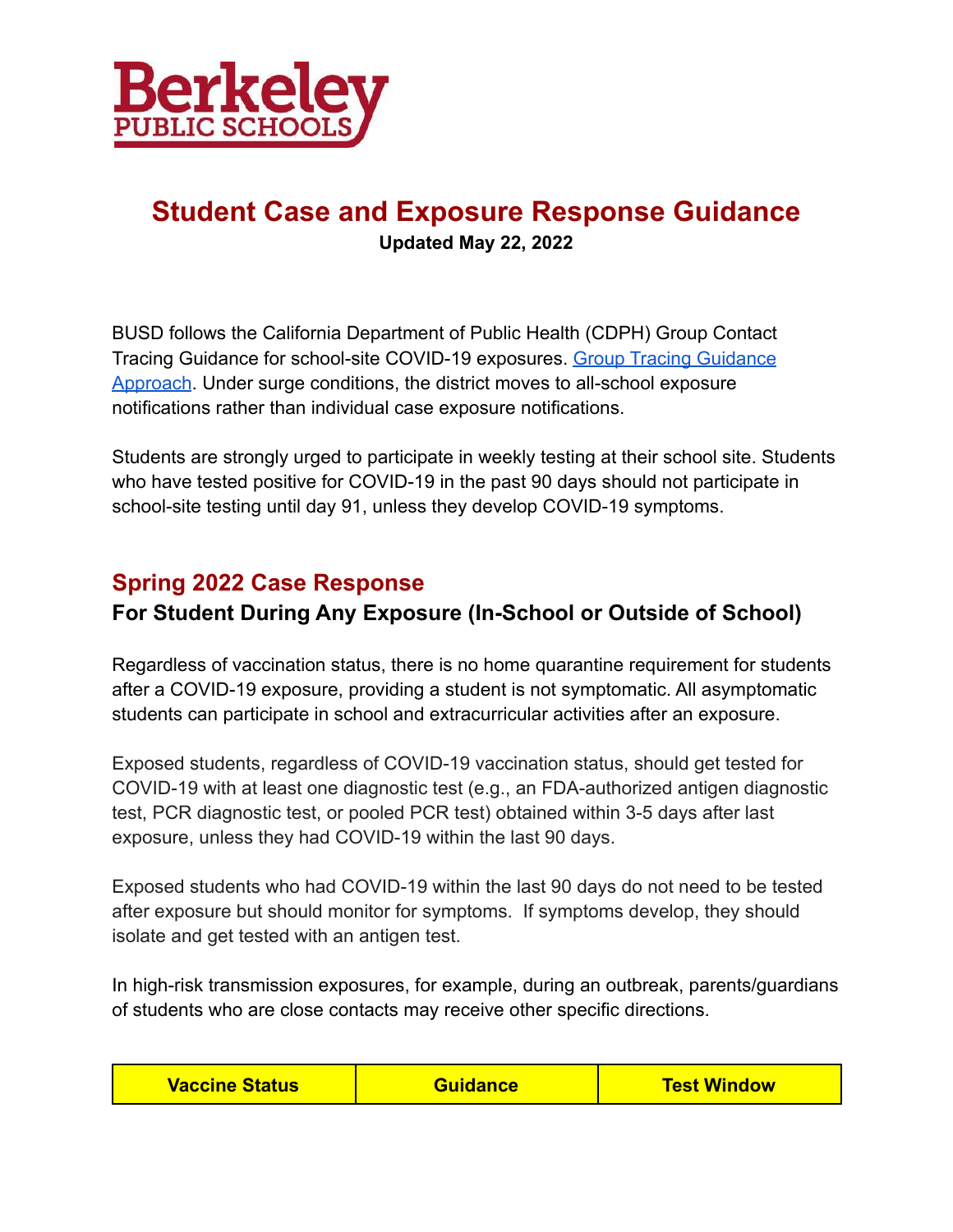# Berkeley PUBLIC SCHOOLS

# Student Case and Exposure Response Guidance

**Updated May 22, 2022**

BUSD follows the California Department of Public Health (CDPH) Group Contact Tracing Guidance for school-site COVID-19 exposures. [Group Tracing Guidance Approach](). Under surge conditions, the district moves to all-school exposure notifications rather than individual case exposure notifications.

Students are strongly urged to participate in weekly testing at their school site. Students who have tested positive for COVID-19 in the past 90 days should not participate in school-site testing until day 91, unless they develop COVID-19 symptoms.

## Spring 2022 Case Response

### For Student During Any Exposure (In-School or Outside of School)

Regardless of vaccination status, there is no home quarantine requirement for students after a COVID-19 exposure, providing a student is not symptomatic. All asymptomatic students can participate in school and extracurricular activities after an exposure.

Exposed students, regardless of COVID-19 vaccination status, should get tested for COVID-19 with at least one diagnostic test (e.g., an FDA-authorized antigen diagnostic test, PCR diagnostic test, or pooled PCR test) obtained within 3-5 days after last exposure, unless they had COVID-19 within the last 90 days.

Exposed students who had COVID-19 within the last 90 days do not need to be tested after exposure but should monitor for symptoms. If symptoms develop, they should isolate and get tested with an antigen test.

In high-risk transmission exposures, for example, during an outbreak, parents/guardians of students who are close contacts may receive other specific directions.

| Vaccine Status | Guidance | Test Window |
|---|---|---|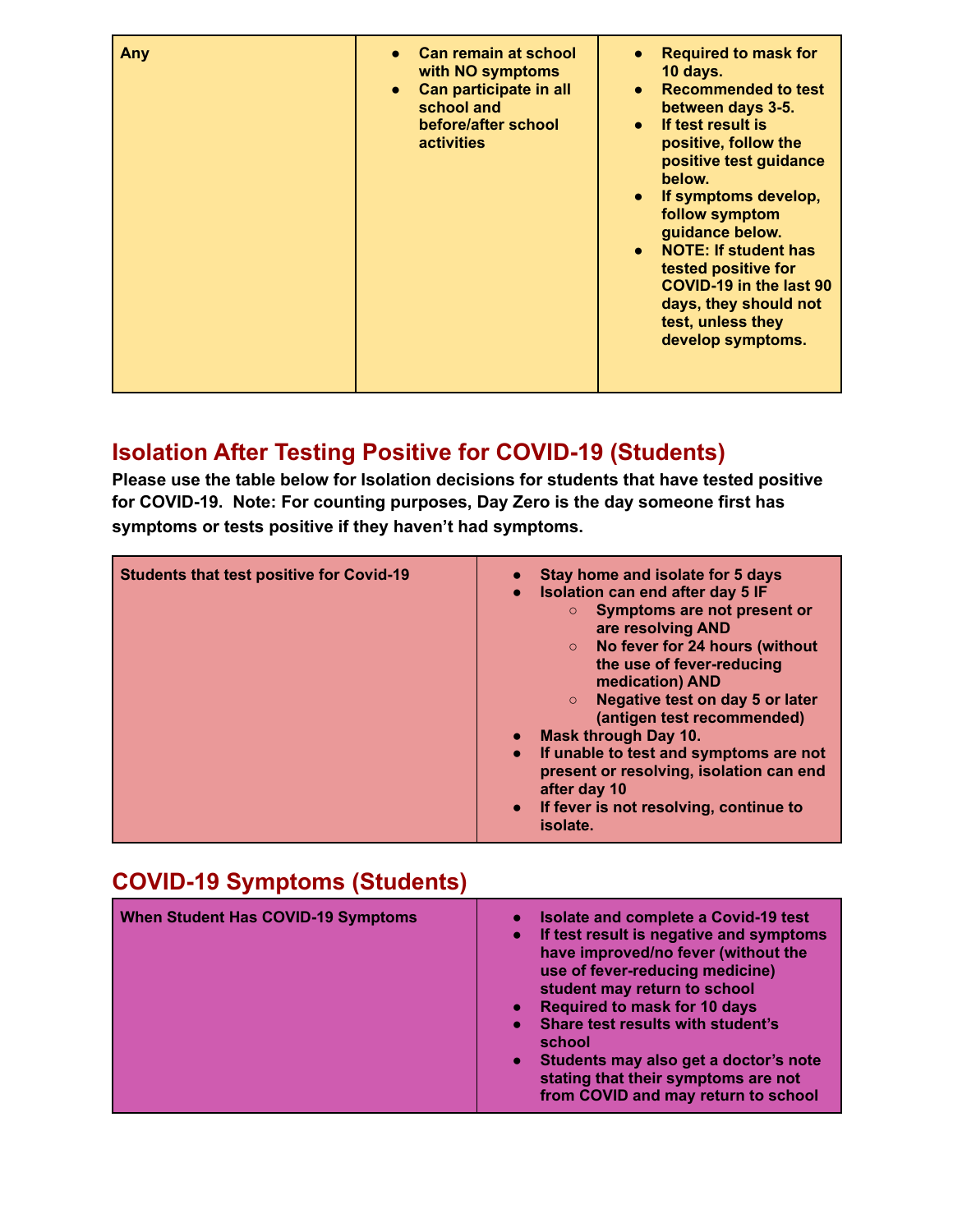| | | |
|---|---|---|
| **Any** | <ul><li>**Can remain at school with NO symptoms**</li><li>**Can participate in all school and before/after school activities**</li></ul> | <ul><li>**Required to mask for 10 days.**</li><li>**Recommended to test between days 3-5.**</li><li>**If test result is positive, follow the positive test guidance below.**</li><li>**If symptoms develop, follow symptom guidance below.**</li><li>**NOTE: If student has tested positive for COVID-19 in the last 90 days, they should not test, unless they develop symptoms.**</li></ul> |

## Isolation After Testing Positive for COVID-19 (Students)

**Please use the table below for Isolation decisions for students that have tested positive for COVID-19. Note: For counting purposes, Day Zero is the day someone first has symptoms or tests positive if they haven't had symptoms.**

| | |
|---|---|
| **Students that test positive for Covid-19** | <ul><li>**Stay home and isolate for 5 days**</li><li>**Isolation can end after day 5 IF**<ul><li>**Symptoms are not present or are resolving AND**</li><li>**No fever for 24 hours (without the use of fever-reducing medication) AND**</li><li>**Negative test on day 5 or later (antigen test recommended)**</li></ul></li><li>**Mask through Day 10.**</li><li>**If unable to test and symptoms are not present or resolving, isolation can end after day 10**</li><li>**If fever is not resolving, continue to isolate.**</li></ul> |

## COVID-19 Symptoms (Students)

| | |
|---|---|
| **When Student Has COVID-19 Symptoms** | <ul><li>**Isolate and complete a Covid-19 test**</li><li>**If test result is negative and symptoms have improved/no fever (without the use of fever-reducing medicine) student may return to school**</li><li>**Required to mask for 10 days**</li><li>**Share test results with student's school**</li><li>**Students may also get a doctor's note stating that their symptoms are not from COVID and may return to school**</li></ul> |